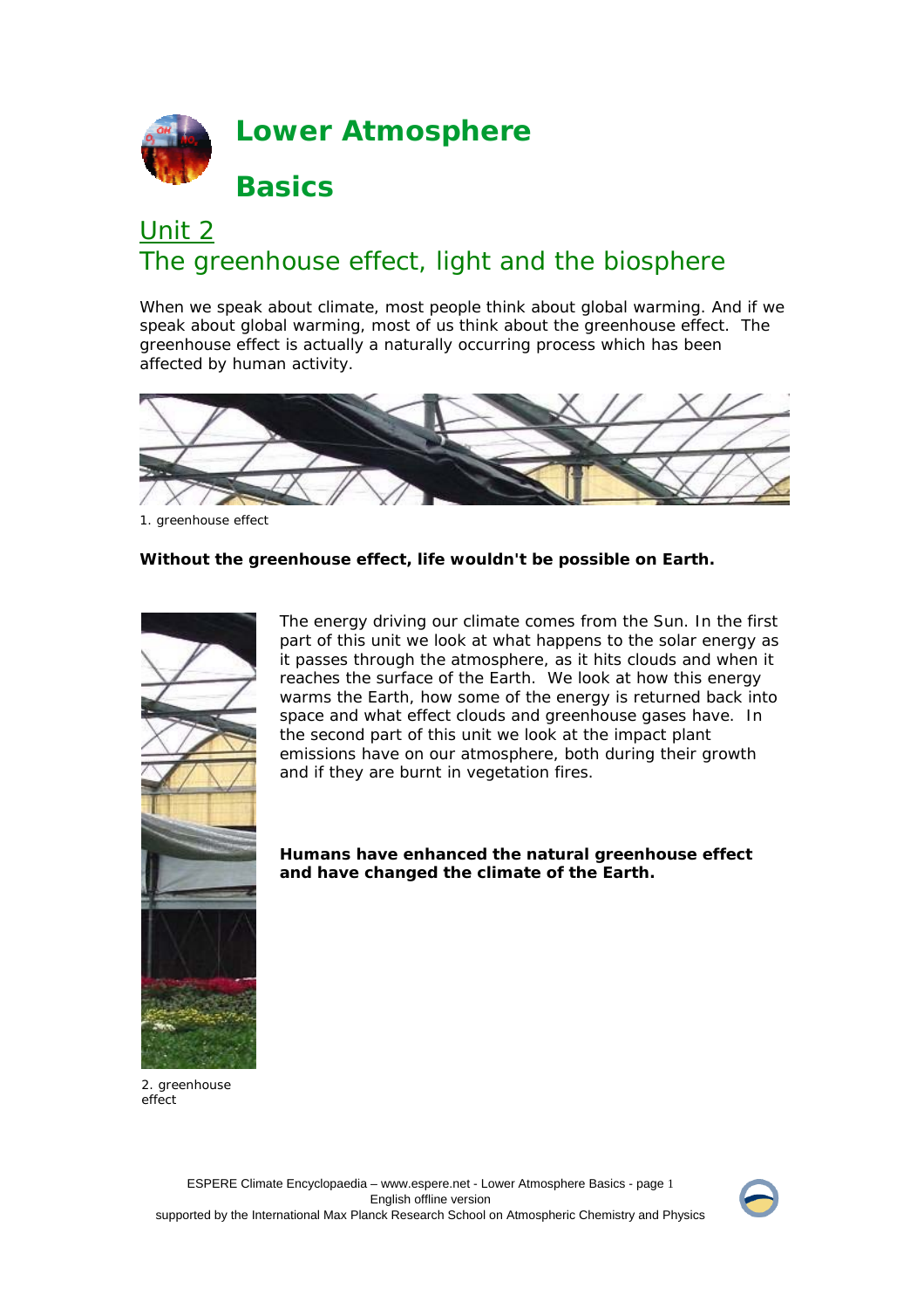# Lower Atmosphere Basics

## Unit 2
## The greenhouse effect, light and the biosphere

When we speak about climate, most people think about global warming. And if we speak about global warming, most of us think about the greenhouse effect. The greenhouse effect is actually a naturally occurring process which has been affected by human activity.

1. greenhouse effect

**Without the greenhouse effect, life wouldn't be possible on Earth.**

The energy driving our climate comes from the Sun. In the first part of this unit we look at what happens to the solar energy as it passes through the atmosphere, as it hits clouds and when it reaches the surface of the Earth. We look at how this energy warms the Earth, how some of the energy is returned back into space and what effect clouds and greenhouse gases have. In the second part of this unit we look at the impact plant emissions have on our atmosphere, both during their growth and if they are burnt in vegetation fires.

**Humans have enhanced the natural greenhouse effect and have changed the climate of the Earth.**

2. greenhouse effect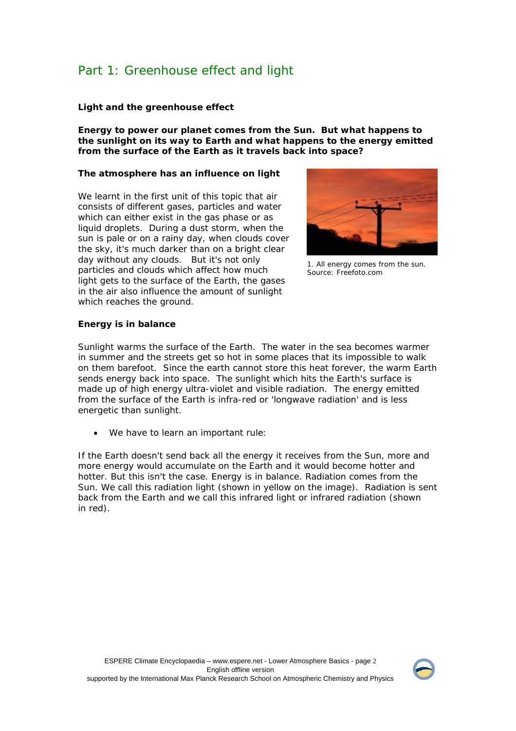# Part 1: Greenhouse effect and light

**Light and the greenhouse effect**

**Energy to power our planet comes from the Sun. But what happens to the sunlight on its way to Earth and what happens to the energy emitted from the surface of the Earth as it travels back into space?**

**The atmosphere has an influence on light**

We learnt in the first unit of this topic that air consists of different gases, particles and water which can either exist in the gas phase or as liquid droplets. During a dust storm, when the sun is pale or on a rainy day, when clouds cover the sky, it's much darker than on a bright clear day without any clouds. But it's not only particles and clouds which affect how much light gets to the surface of the Earth, the gases in the air also influence the amount of sunlight which reaches the ground.

1. All energy comes from the sun.
Source: Freefoto.com

**Energy is in balance**

Sunlight warms the surface of the Earth. The water in the sea becomes warmer in summer and the streets get so hot in some places that its impossible to walk on them barefoot. Since the earth cannot store this heat forever, the warm Earth sends energy back into space. The sunlight which hits the Earth's surface is made up of high energy ultra-violet and visible radiation. The energy emitted from the surface of the Earth is infra-red or 'longwave radiation' and is less energetic than sunlight.

- We have to learn an important rule:

If the Earth doesn't send back all the energy it receives from the Sun, more and more energy would accumulate on the Earth and it would become hotter and hotter. But this isn't the case. Energy is in balance. Radiation comes from the Sun. We call this radiation light (shown in yellow on the image). Radiation is sent back from the Earth and we call this infrared light or infrared radiation (shown in red).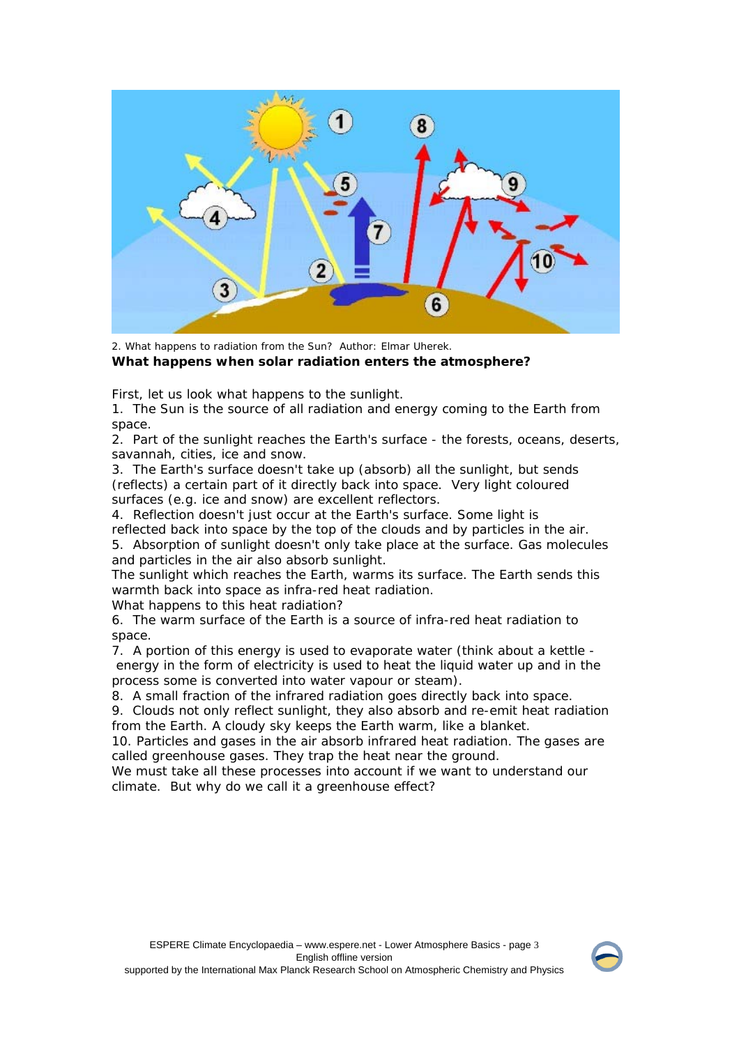2. What happens to radiation from the Sun? Author: Elmar Uherek.

**What happens when solar radiation enters the atmosphere?**

First, let us look what happens to the sunlight.

1. The Sun is the source of all radiation and energy coming to the Earth from space.
2. Part of the sunlight reaches the Earth's surface - the forests, oceans, deserts, savannah, cities, ice and snow.
3. The Earth's surface doesn't take up (absorb) all the sunlight, but sends (reflects) a certain part of it directly back into space. Very light coloured surfaces (e.g. ice and snow) are excellent reflectors.
4. Reflection doesn't just occur at the Earth's surface. Some light is reflected back into space by the top of the clouds and by particles in the air.
5. Absorption of sunlight doesn't only take place at the surface. Gas molecules and particles in the air also absorb sunlight.

The sunlight which reaches the Earth, warms its surface. The Earth sends this warmth back into space as infra-red heat radiation.

What happens to this heat radiation?

6. The warm surface of the Earth is a source of infra-red heat radiation to space.
7. A portion of this energy is used to evaporate water (think about a kettle - energy in the form of electricity is used to heat the liquid water up and in the process some is converted into water vapour or steam).
8. A small fraction of the infrared radiation goes directly back into space.
9. Clouds not only reflect sunlight, they also absorb and re-emit heat radiation from the Earth. A cloudy sky keeps the Earth warm, like a blanket.
10. Particles and gases in the air absorb infrared heat radiation. The gases are called greenhouse gases. They trap the heat near the ground.

We must take all these processes into account if we want to understand our climate. But why do we call it a greenhouse effect?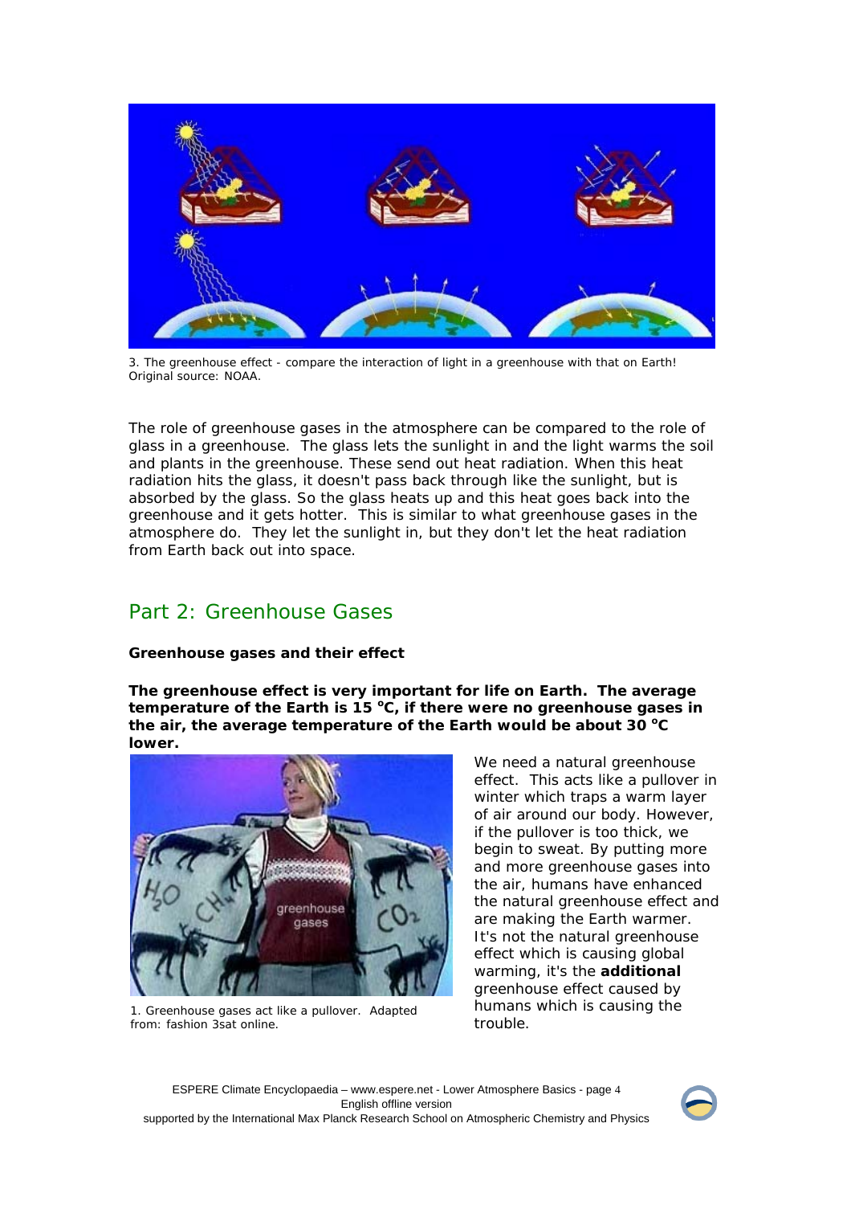3. The greenhouse effect - compare the interaction of light in a greenhouse with that on Earth! Original source: NOAA.

The role of greenhouse gases in the atmosphere can be compared to the role of glass in a greenhouse. The glass lets the sunlight in and the light warms the soil and plants in the greenhouse. These send out heat radiation. When this heat radiation hits the glass, it doesn't pass back through like the sunlight, but is absorbed by the glass. So the glass heats up and this heat goes back into the greenhouse and it gets hotter. This is similar to what greenhouse gases in the atmosphere do. They let the sunlight in, but they don't let the heat radiation from Earth back out into space.

## Part 2: Greenhouse Gases

**Greenhouse gases and their effect**

**The greenhouse effect is very important for life on Earth. The average temperature of the Earth is 15 °C, if there were no greenhouse gases in the air, the average temperature of the Earth would be about 30 °C lower.**

1. Greenhouse gases act like a pullover. Adapted from: fashion 3sat online.

We need a natural greenhouse effect. This acts like a pullover in winter which traps a warm layer of air around our body. However, if the pullover is too thick, we begin to sweat. By putting more and more greenhouse gases into the air, humans have enhanced the natural greenhouse effect and are making the Earth warmer. It's not the natural greenhouse effect which is causing global warming, it's the **additional** greenhouse effect caused by humans which is causing the trouble.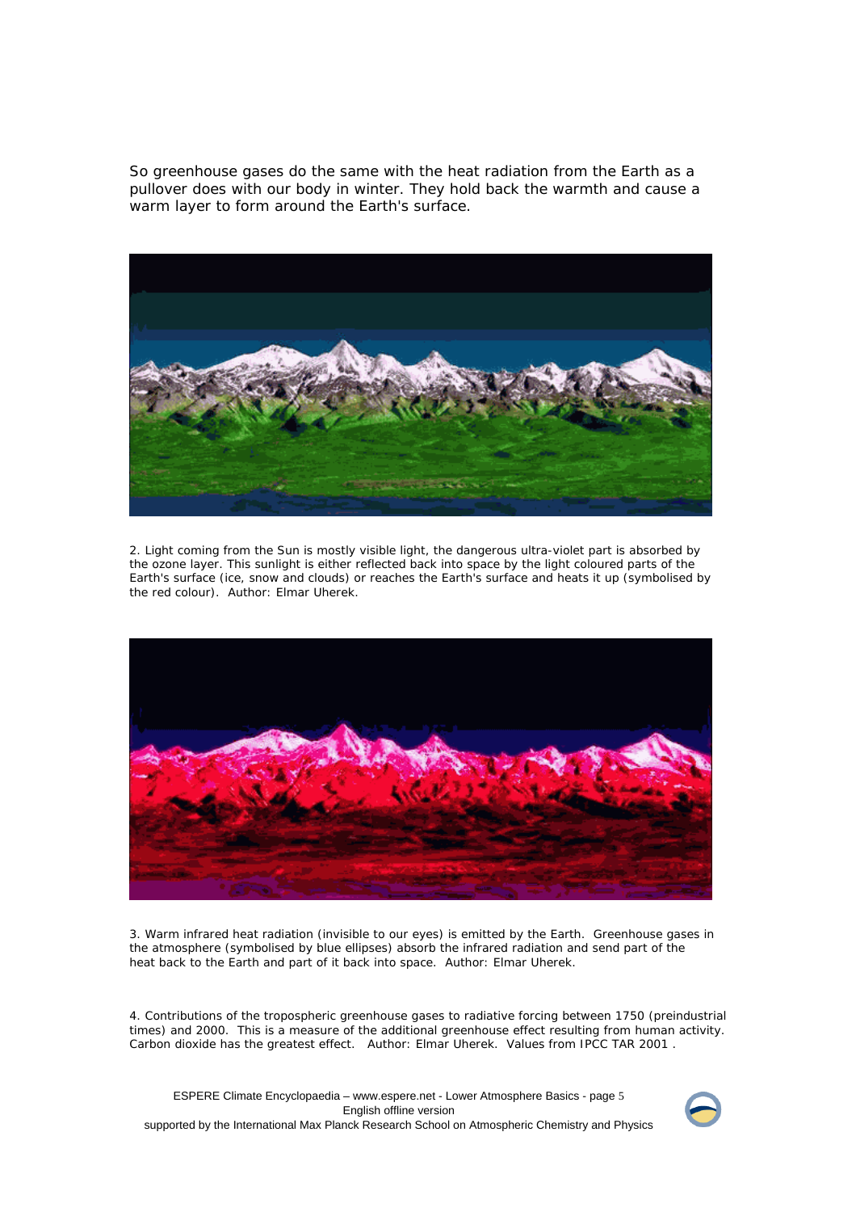So greenhouse gases do the same with the heat radiation from the Earth as a pullover does with our body in winter. They hold back the warmth and cause a warm layer to form around the Earth's surface.

2. Light coming from the Sun is mostly visible light, the dangerous ultra-violet part is absorbed by the ozone layer. This sunlight is either reflected back into space by the light coloured parts of the Earth's surface (ice, snow and clouds) or reaches the Earth's surface and heats it up (symbolised by the red colour). Author: Elmar Uherek.

3. Warm infrared heat radiation (invisible to our eyes) is emitted by the Earth. Greenhouse gases in the atmosphere (symbolised by blue ellipses) absorb the infrared radiation and send part of the heat back to the Earth and part of it back into space. Author: Elmar Uherek.

4. Contributions of the tropospheric greenhouse gases to radiative forcing between 1750 (preindustrial times) and 2000. This is a measure of the additional greenhouse effect resulting from human activity. Carbon dioxide has the greatest effect. Author: Elmar Uherek. Values from IPCC TAR 2001 .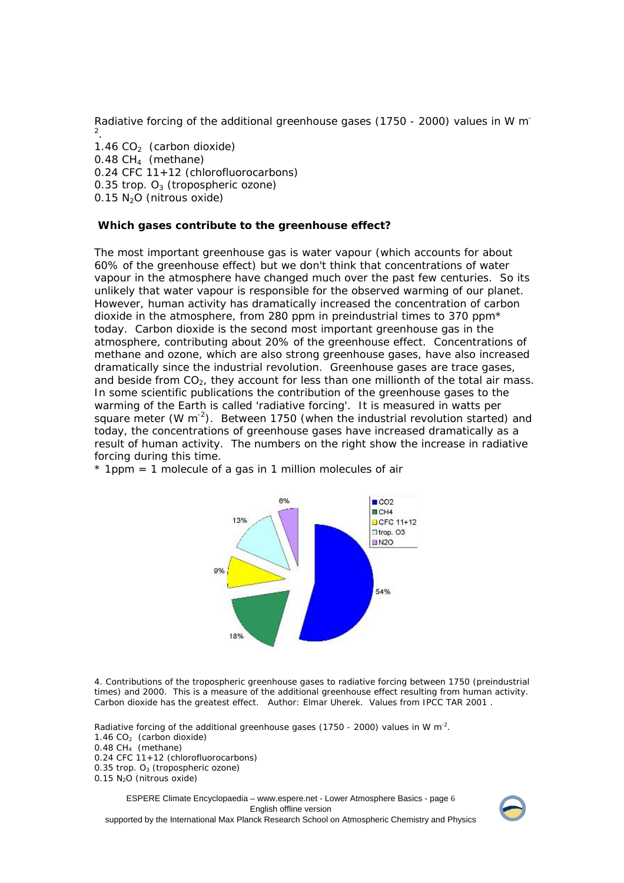Radiative forcing of the additional greenhouse gases (1750 - 2000) values in W $m^{-2}$.

1.46 $CO_2$ (carbon dioxide)
0.48 $CH_4$ (methane)
0.24 CFC 11+12 (chlorofluorocarbons)
0.35 trop. $O_3$ (tropospheric ozone)
0.15 $N_2O$ (nitrous oxide)

## Which gases contribute to the greenhouse effect?

The most important greenhouse gas is water vapour (which accounts for about 60% of the greenhouse effect) but we don't think that concentrations of water vapour in the atmosphere have changed much over the past few centuries. So its unlikely that water vapour is responsible for the observed warming of our planet. However, human activity has dramatically increased the concentration of carbon dioxide in the atmosphere, from 280 ppm in preindustrial times to 370 ppm* today. Carbon dioxide is the second most important greenhouse gas in the atmosphere, contributing about 20% of the greenhouse effect. Concentrations of methane and ozone, which are also strong greenhouse gases, have also increased dramatically since the industrial revolution. Greenhouse gases are trace gases, and beside from $CO_2$, they account for less than one millionth of the total air mass. In some scientific publications the contribution of the greenhouse gases to the warming of the Earth is called 'radiative forcing'. It is measured in watts per square meter (W $m^{-2}$). Between 1750 (when the industrial revolution started) and today, the concentrations of greenhouse gases have increased dramatically as a result of human activity. The numbers on the right show the increase in radiative forcing during this time.

* 1ppm = 1 molecule of a gas in 1 million molecules of air

4. Contributions of the tropospheric greenhouse gases to radiative forcing between 1750 (preindustrial times) and 2000. This is a measure of the additional greenhouse effect resulting from human activity. Carbon dioxide has the greatest effect. Author: Elmar Uherek. Values from IPCC TAR 2001 .

Radiative forcing of the additional greenhouse gases (1750 - 2000) values in W $m^{-2}$.

1.46 $CO_2$ (carbon dioxide)
0.48 $CH_4$ (methane)
0.24 CFC 11+12 (chlorofluorocarbons)
0.35 trop. $O_3$ (tropospheric ozone)
0.15 $N_2O$ (nitrous oxide)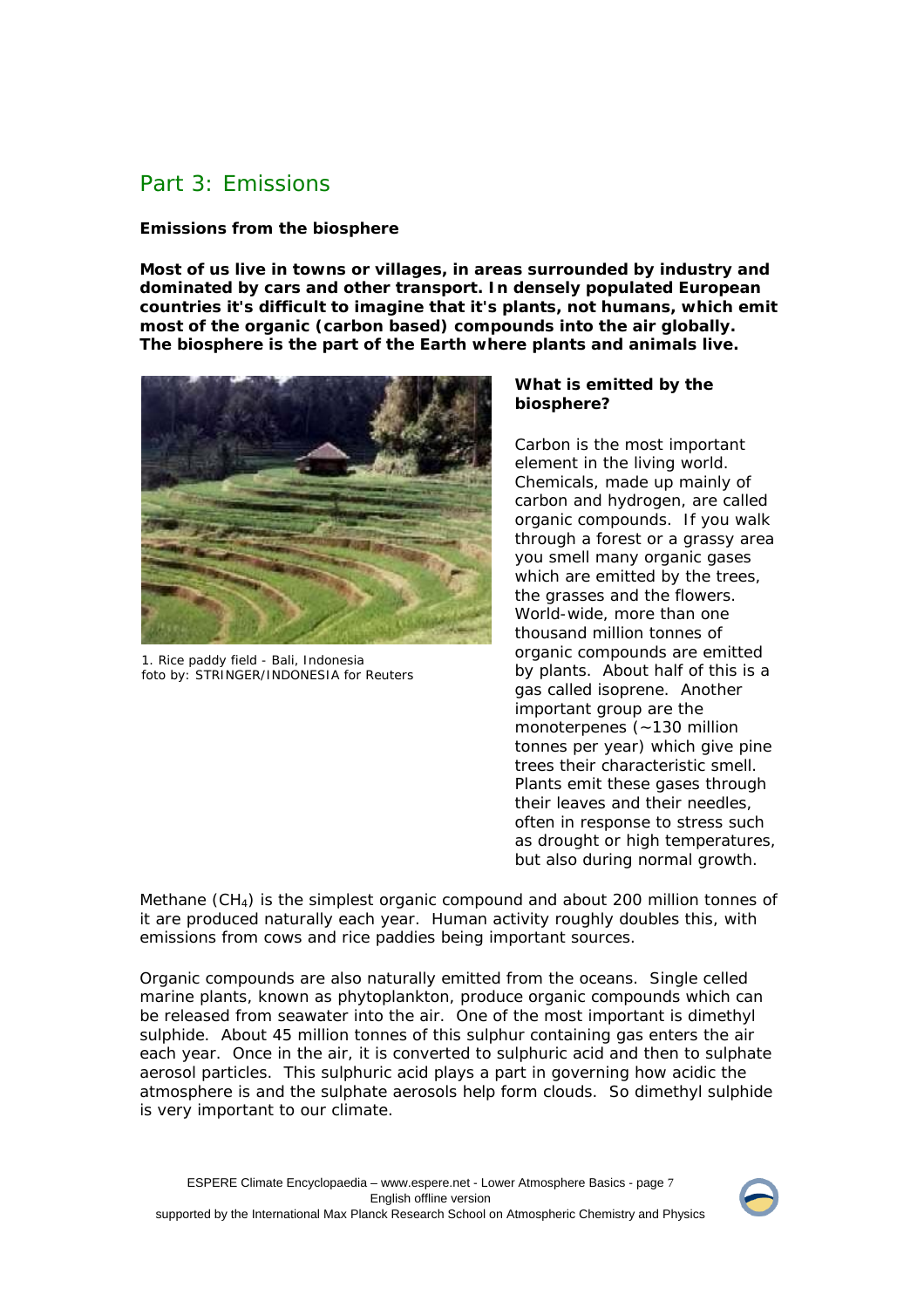## Part 3: Emissions

**Emissions from the biosphere**

**Most of us live in towns or villages, in areas surrounded by industry and dominated by cars and other transport. In densely populated European countries it's difficult to imagine that it's plants, not humans, which emit most of the organic (carbon based) compounds into the air globally. The biosphere is the part of the Earth where plants and animals live.**

1. Rice paddy field - Bali, Indonesia
foto by: STRINGER/INDONESIA for Reuters

**What is emitted by the biosphere?**

Carbon is the most important element in the living world. Chemicals, made up mainly of carbon and hydrogen, are called organic compounds. If you walk through a forest or a grassy area you smell many organic gases which are emitted by the trees, the grasses and the flowers. World-wide, more than one thousand million tonnes of organic compounds are emitted by plants. About half of this is a gas called isoprene. Another important group are the monoterpenes (~130 million tonnes per year) which give pine trees their characteristic smell. Plants emit these gases through their leaves and their needles, often in response to stress such as drought or high temperatures, but also during normal growth.

Methane ($CH_4$) is the simplest organic compound and about 200 million tonnes of it are produced naturally each year. Human activity roughly doubles this, with emissions from cows and rice paddies being important sources.

Organic compounds are also naturally emitted from the oceans. Single celled marine plants, known as phytoplankton, produce organic compounds which can be released from seawater into the air. One of the most important is dimethyl sulphide. About 45 million tonnes of this sulphur containing gas enters the air each year. Once in the air, it is converted to sulphuric acid and then to sulphate aerosol particles. This sulphuric acid plays a part in governing how acidic the atmosphere is and the sulphate aerosols help form clouds. So dimethyl sulphide is very important to our climate.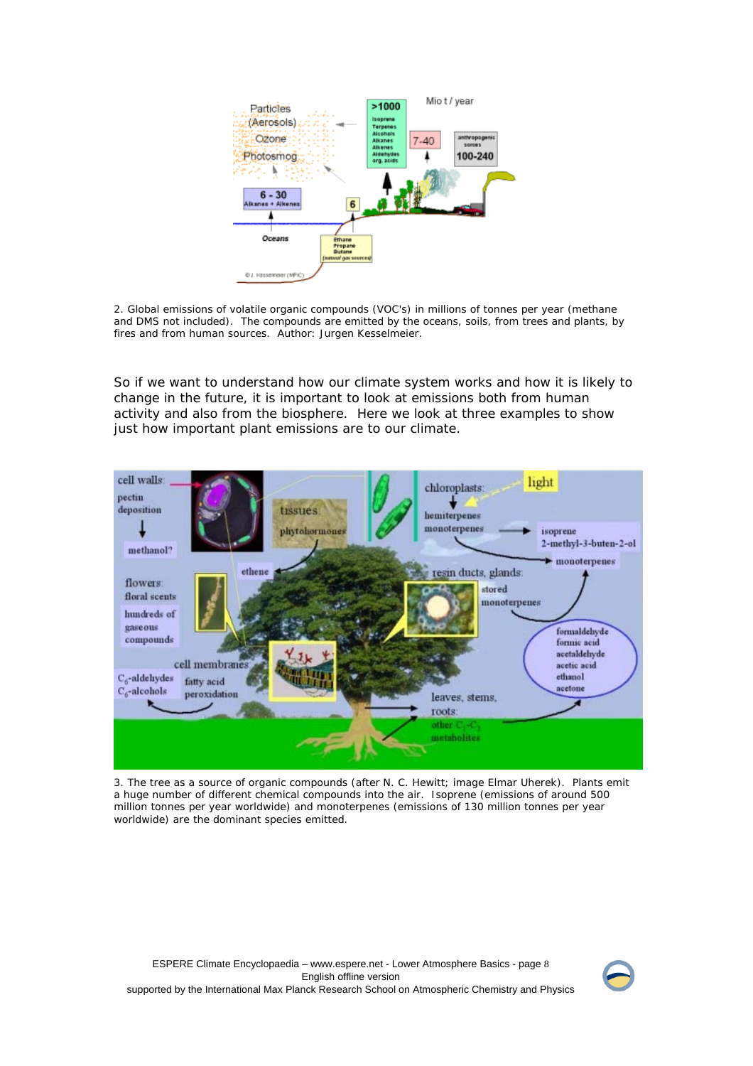2. Global emissions of volatile organic compounds (VOC's) in millions of tonnes per year (methane and DMS not included). The compounds are emitted by the oceans, soils, from trees and plants, by fires and from human sources. Author: Jurgen Kesselmeier.

So if we want to understand how our climate system works and how it is likely to change in the future, it is important to look at emissions both from human activity and also from the biosphere. Here we look at three examples to show just how important plant emissions are to our climate.

3. The tree as a source of organic compounds (after N. C. Hewitt; image Elmar Uherek). Plants emit a huge number of different chemical compounds into the air. Isoprene (emissions of around 500 million tonnes per year worldwide) and monoterpenes (emissions of 130 million tonnes per year worldwide) are the dominant species emitted.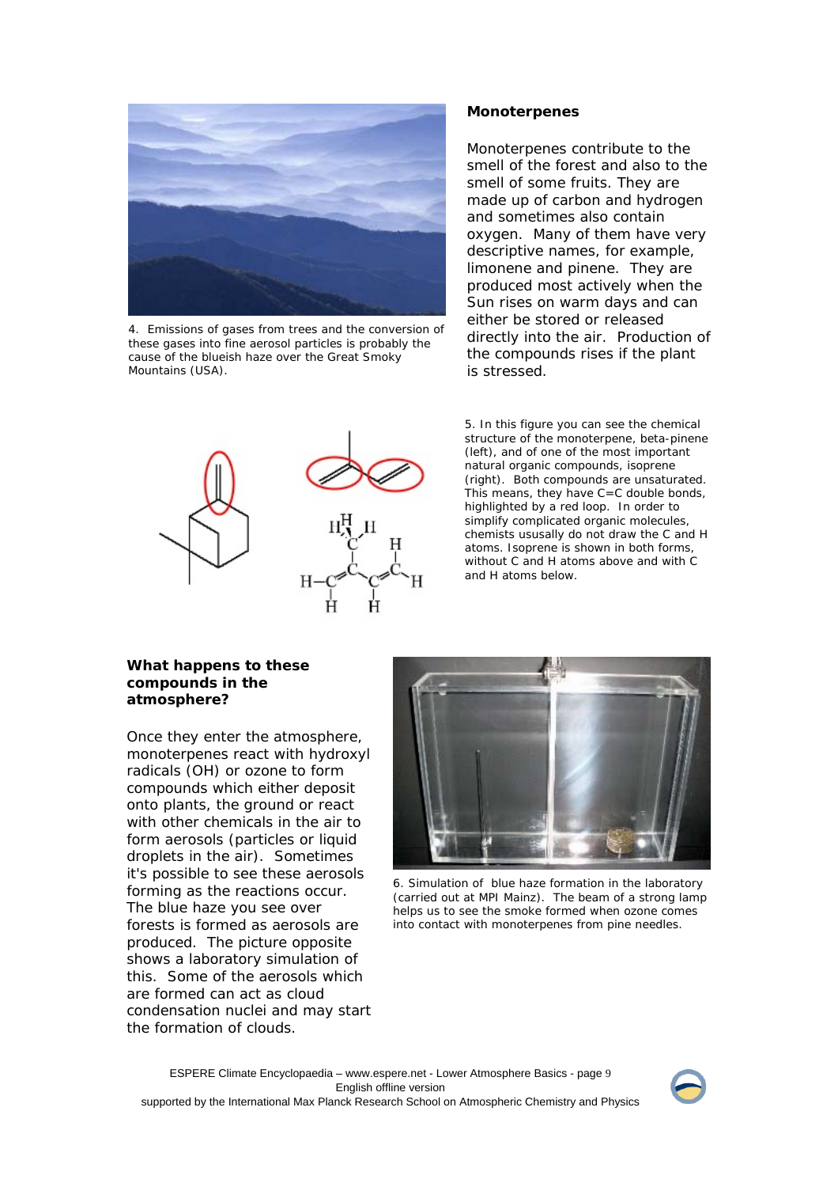4. Emissions of gases from trees and the conversion of these gases into fine aerosol particles is probably the cause of the blueish haze over the Great Smoky Mountains (USA).

### Monoterpenes

Monoterpenes contribute to the smell of the forest and also to the smell of some fruits. They are made up of carbon and hydrogen and sometimes also contain oxygen. Many of them have very descriptive names, for example, limonene and pinene. They are produced most actively when the Sun rises on warm days and can either be stored or released directly into the air. Production of the compounds rises if the plant is stressed.

5. In this figure you can see the chemical structure of the monoterpene, beta-pinene (left), and of one of the most important natural organic compounds, isoprene (right). Both compounds are unsaturated. This means, they have C=C double bonds, highlighted by a red loop. In order to simplify complicated organic molecules, chemists ususally do not draw the C and H atoms. Isoprene is shown in both forms, without C and H atoms above and with C and H atoms below.

### What happens to these compounds in the atmosphere?

Once they enter the atmosphere, monoterpenes react with hydroxyl radicals (OH) or ozone to form compounds which either deposit onto plants, the ground or react with other chemicals in the air to form aerosols (particles or liquid droplets in the air). Sometimes it's possible to see these aerosols forming as the reactions occur. The blue haze you see over forests is formed as aerosols are produced. The picture opposite shows a laboratory simulation of this. Some of the aerosols which are formed can act as cloud condensation nuclei and may start the formation of clouds.

6. Simulation of blue haze formation in the laboratory (carried out at MPI Mainz). The beam of a strong lamp helps us to see the smoke formed when ozone comes into contact with monoterpenes from pine needles.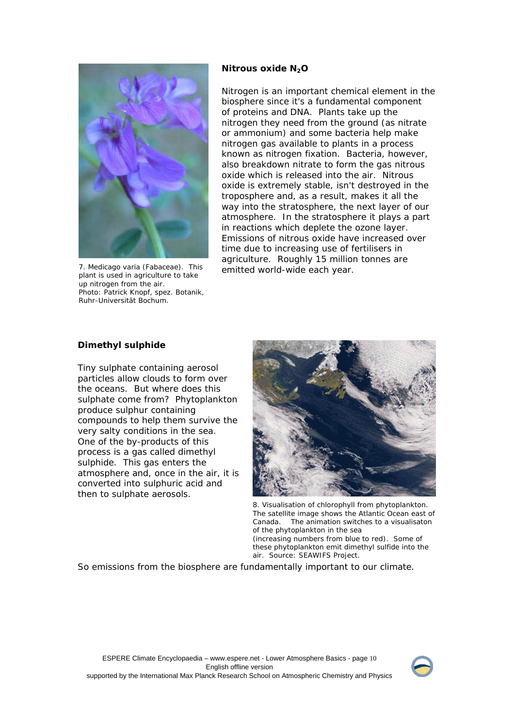## Nitrous oxide $N_2O$

Nitrogen is an important chemical element in the biosphere since it's a fundamental component of proteins and DNA. Plants take up the nitrogen they need from the ground (as nitrate or ammonium) and some bacteria help make nitrogen gas available to plants in a process known as nitrogen fixation. Bacteria, however, also breakdown nitrate to form the gas nitrous oxide which is released into the air. Nitrous oxide is extremely stable, isn't destroyed in the troposphere and, as a result, makes it all the way into the stratosphere, the next layer of our atmosphere. In the stratosphere it plays a part in reactions which deplete the ozone layer. Emissions of nitrous oxide have increased over time due to increasing use of fertilisers in agriculture. Roughly 15 million tonnes are emitted world-wide each year.

7. Medicago varia (Fabaceae). This plant is used in agriculture to take up nitrogen from the air.
Photo: Patrick Knopf, spez. Botanik, Ruhr-Universität Bochum.

## Dimethyl sulphide

Tiny sulphate containing aerosol particles allow clouds to form over the oceans. But where does this sulphate come from? Phytoplankton produce sulphur containing compounds to help them survive the very salty conditions in the sea. One of the by-products of this process is a gas called dimethyl sulphide. This gas enters the atmosphere and, once in the air, it is converted into sulphuric acid and then to sulphate aerosols.

8. Visualisation of chlorophyll from phytoplankton. The satellite image shows the Atlantic Ocean east of Canada. The animation switches to a visualisaton of the phytoplankton in the sea (increasing numbers from blue to red). Some of these phytoplankton emit dimethyl sulfide into the air. Source: SEAWIFS Project.

So emissions from the biosphere are fundamentally important to our climate.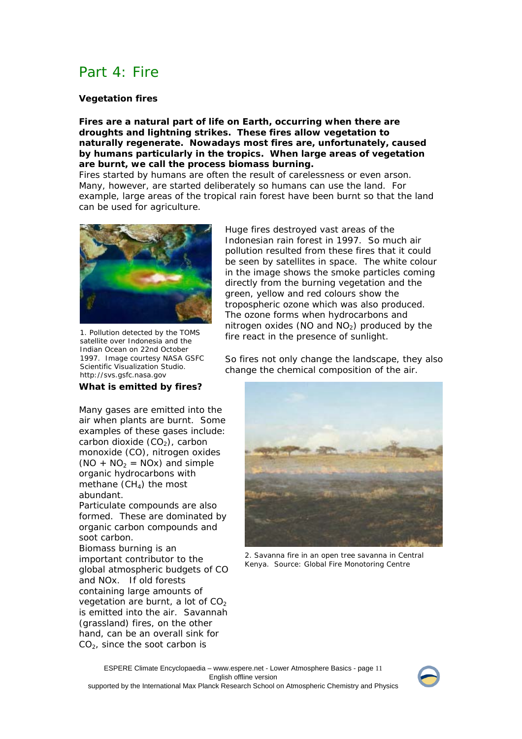# Part 4: Fire

**Vegetation fires**

**Fires are a natural part of life on Earth, occurring when there are droughts and lightning strikes. These fires allow vegetation to naturally regenerate. Nowadays most fires are, unfortunately, caused by humans particularly in the tropics. When large areas of vegetation are burnt, we call the process biomass burning.**

Fires started by humans are often the result of carelessness or even arson. Many, however, are started deliberately so humans can use the land. For example, large areas of the tropical rain forest have been burnt so that the land can be used for agriculture.

1. Pollution detected by the TOMS satellite over Indonesia and the Indian Ocean on 22nd October 1997. Image courtesy NASA GSFC Scientific Visualization Studio. http://svs.gsfc.nasa.gov

Huge fires destroyed vast areas of the Indonesian rain forest in 1997. So much air pollution resulted from these fires that it could be seen by satellites in space. The white colour in the image shows the smoke particles coming directly from the burning vegetation and the green, yellow and red colours show the tropospheric ozone which was also produced. The ozone forms when hydrocarbons and nitrogen oxides (NO and $NO_2$) produced by the fire react in the presence of sunlight.

So fires not only change the landscape, they also change the chemical composition of the air.

**What is emitted by fires?**

Many gases are emitted into the air when plants are burnt. Some examples of these gases include: carbon dioxide ($CO_2$), carbon monoxide (CO), nitrogen oxides ($NO + NO_2 = NOx$) and simple organic hydrocarbons with methane ($CH_4$) the most abundant.

Particulate compounds are also formed. These are dominated by organic carbon compounds and soot carbon.

Biomass burning is an important contributor to the global atmospheric budgets of CO and NOx. If old forests containing large amounts of vegetation are burnt, a lot of $CO_2$ is emitted into the air. Savannah (grassland) fires, on the other hand, can be an overall sink for $CO_2$, since the soot carbon is

2. Savanna fire in an open tree savanna in Central Kenya. Source: Global Fire Monotoring Centre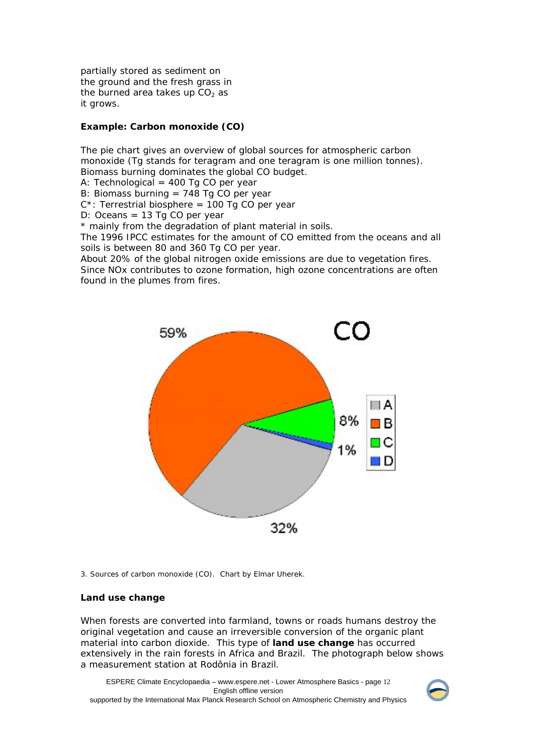partially stored as sediment on the ground and the fresh grass in the burned area takes up $CO_2$ as it grows.

**Example: Carbon monoxide (CO)**

The pie chart gives an overview of global sources for atmospheric carbon monoxide (Tg stands for teragram and one teragram is one million tonnes). Biomass burning dominates the global CO budget.
A: Technological = 400 Tg CO per year
B: Biomass burning = 748 Tg CO per year
C*: Terrestrial biosphere = 100 Tg CO per year
D: Oceans = 13 Tg CO per year
* mainly from the degradation of plant material in soils.
The 1996 IPCC estimates for the amount of CO emitted from the oceans and all soils is between 80 and 360 Tg CO per year.
About 20% of the global nitrogen oxide emissions are due to vegetation fires. Since NOx contributes to ozone formation, high ozone concentrations are often found in the plumes from fires.

3. Sources of carbon monoxide (CO). Chart by Elmar Uherek.

**Land use change**

When forests are converted into farmland, towns or roads humans destroy the original vegetation and cause an irreversible conversion of the organic plant material into carbon dioxide. This type of **land use change** has occurred extensively in the rain forests in Africa and Brazil. The photograph below shows a measurement station at Rodônia in Brazil.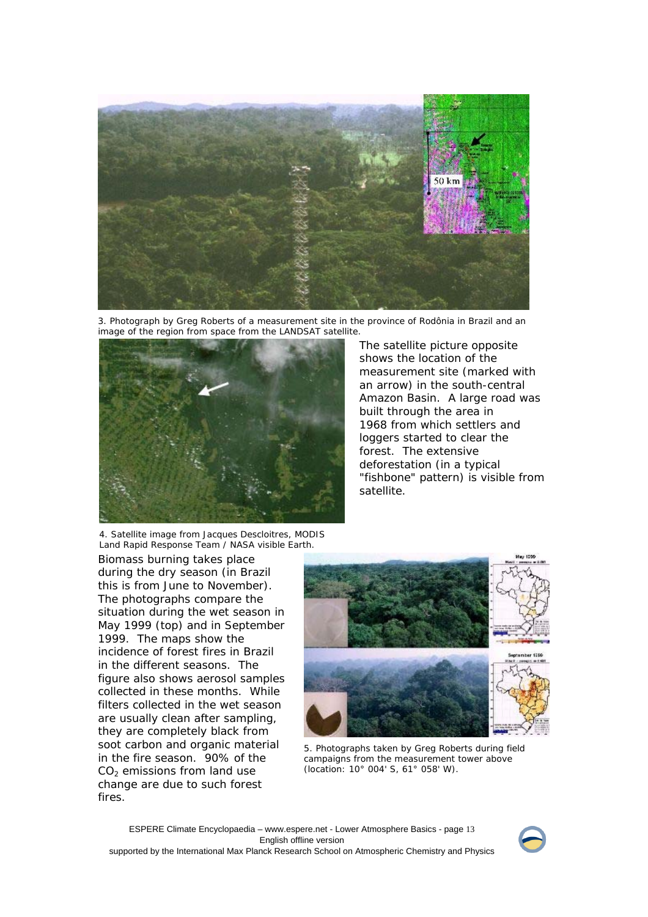3. Photograph by Greg Roberts of a measurement site in the province of Rodônia in Brazil and an image of the region from space from the LANDSAT satellite.

The satellite picture opposite shows the location of the measurement site (marked with an arrow) in the south-central Amazon Basin. A large road was built through the area in 1968 from which settlers and loggers started to clear the forest. The extensive deforestation (in a typical "fishbone" pattern) is visible from satellite.

4. Satellite image from Jacques Descloitres, MODIS Land Rapid Response Team / NASA visible Earth.

Biomass burning takes place during the dry season (in Brazil this is from June to November). The photographs compare the situation during the wet season in May 1999 (top) and in September 1999. The maps show the incidence of forest fires in Brazil in the different seasons. The figure also shows aerosol samples collected in these months. While filters collected in the wet season are usually clean after sampling, they are completely black from soot carbon and organic material in the fire season. 90% of the $CO_2$ emissions from land use change are due to such forest fires.

5. Photographs taken by Greg Roberts during field campaigns from the measurement tower above (location: 10° 004' S, 61° 058' W).